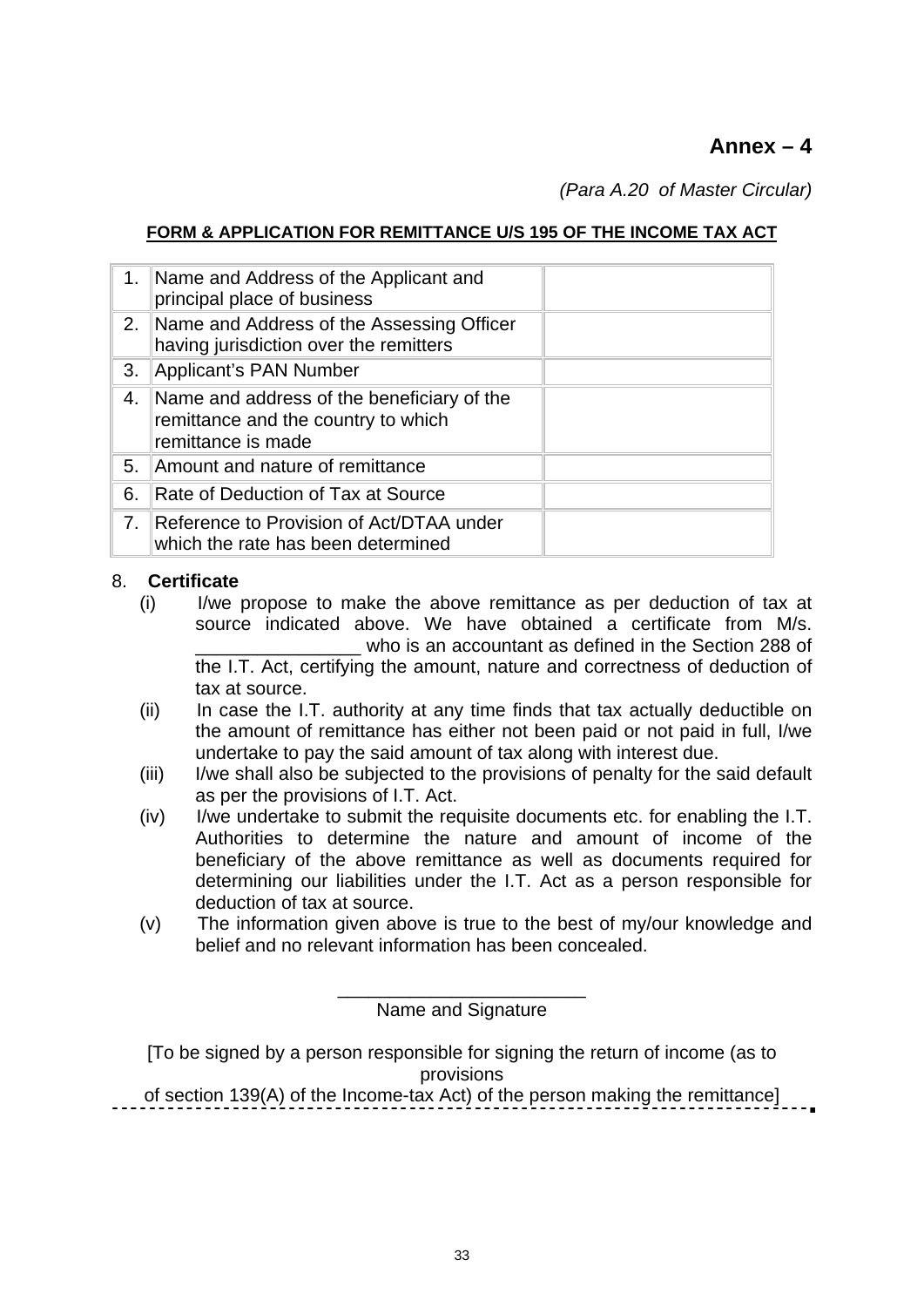**Annex – 4**

*(Para A.20 of Master Circular)*

**FORM & APPLICATION FOR REMITTANCE U/S 195 OF THE INCOME TAX ACT**

| | | |
|---|---|---|
| 1. | Name and Address of the Applicant and principal place of business | |
| 2. | Name and Address of the Assessing Officer having jurisdiction over the remitters | |
| 3. | Applicant's PAN Number | |
| 4. | Name and address of the beneficiary of the remittance and the country to which remittance is made | |
| 5. | Amount and nature of remittance | |
| 6. | Rate of Deduction of Tax at Source | |
| 7. | Reference to Provision of Act/DTAA under which the rate has been determined | |

8. **Certificate**

(i) I/we propose to make the above remittance as per deduction of tax at source indicated above. We have obtained a certificate from M/s. ________________ who is an accountant as defined in the Section 288 of the I.T. Act, certifying the amount, nature and correctness of deduction of tax at source.

(ii) In case the I.T. authority at any time finds that tax actually deductible on the amount of remittance has either not been paid or not paid in full, I/we undertake to pay the said amount of tax along with interest due.

(iii) I/we shall also be subjected to the provisions of penalty for the said default as per the provisions of I.T. Act.

(iv) I/we undertake to submit the requisite documents etc. for enabling the I.T. Authorities to determine the nature and amount of income of the beneficiary of the above remittance as well as documents required for determining our liabilities under the I.T. Act as a person responsible for deduction of tax at source.

(v) The information given above is true to the best of my/our knowledge and belief and no relevant information has been concealed.

________________________

Name and Signature

[To be signed by a person responsible for signing the return of income (as to provisions of section 139(A) of the Income-tax Act) of the person making the remittance]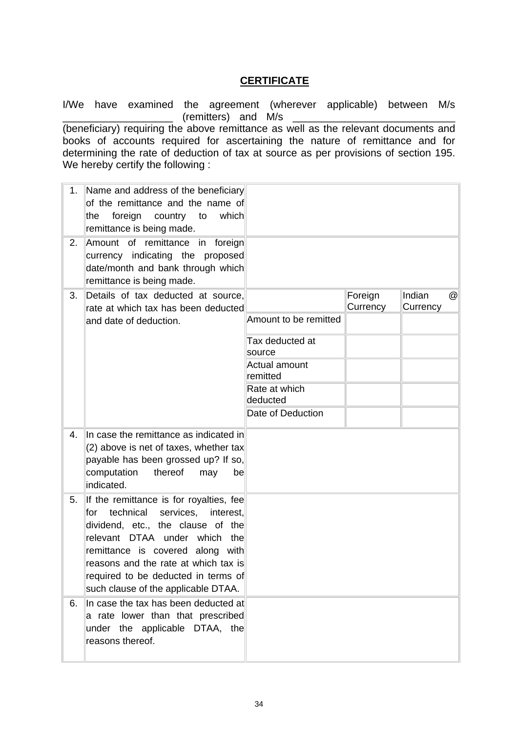# CERTIFICATE

I/We have examined the agreement (wherever applicable) between M/s __________________ (remitters) and M/s ___________________________ (beneficiary) requiring the above remittance as well as the relevant documents and books of accounts required for ascertaining the nature of remittance and for determining the rate of deduction of tax at source as per provisions of section 195. We hereby certify the following :

| | | | | |
|---|---|---|---|---|
| 1. | Name and address of the beneficiary of the remittance and the name of the foreign country to which remittance is being made. | | | |
| 2. | Amount of remittance in foreign currency indicating the proposed date/month and bank through which remittance is being made. | | | |
| 3. | Details of tax deducted at source, rate at which tax has been deducted and date of deduction. | | Foreign Currency | Indian @ Currency |
| | | Amount to be remitted | | |
| | | Tax deducted at source | | |
| | | Actual amount remitted | | |
| | | Rate at which deducted | | |
| | | Date of Deduction | | |
| 4. | In case the remittance as indicated in (2) above is net of taxes, whether tax payable has been grossed up? If so, computation thereof may be indicated. | | | |
| 5. | If the remittance is for royalties, fee for technical services, interest, dividend, etc., the clause of the relevant DTAA under which the remittance is covered along with reasons and the rate at which tax is required to be deducted in terms of such clause of the applicable DTAA. | | | |
| 6. | In case the tax has been deducted at a rate lower than that prescribed under the applicable DTAA, the reasons thereof. | | | |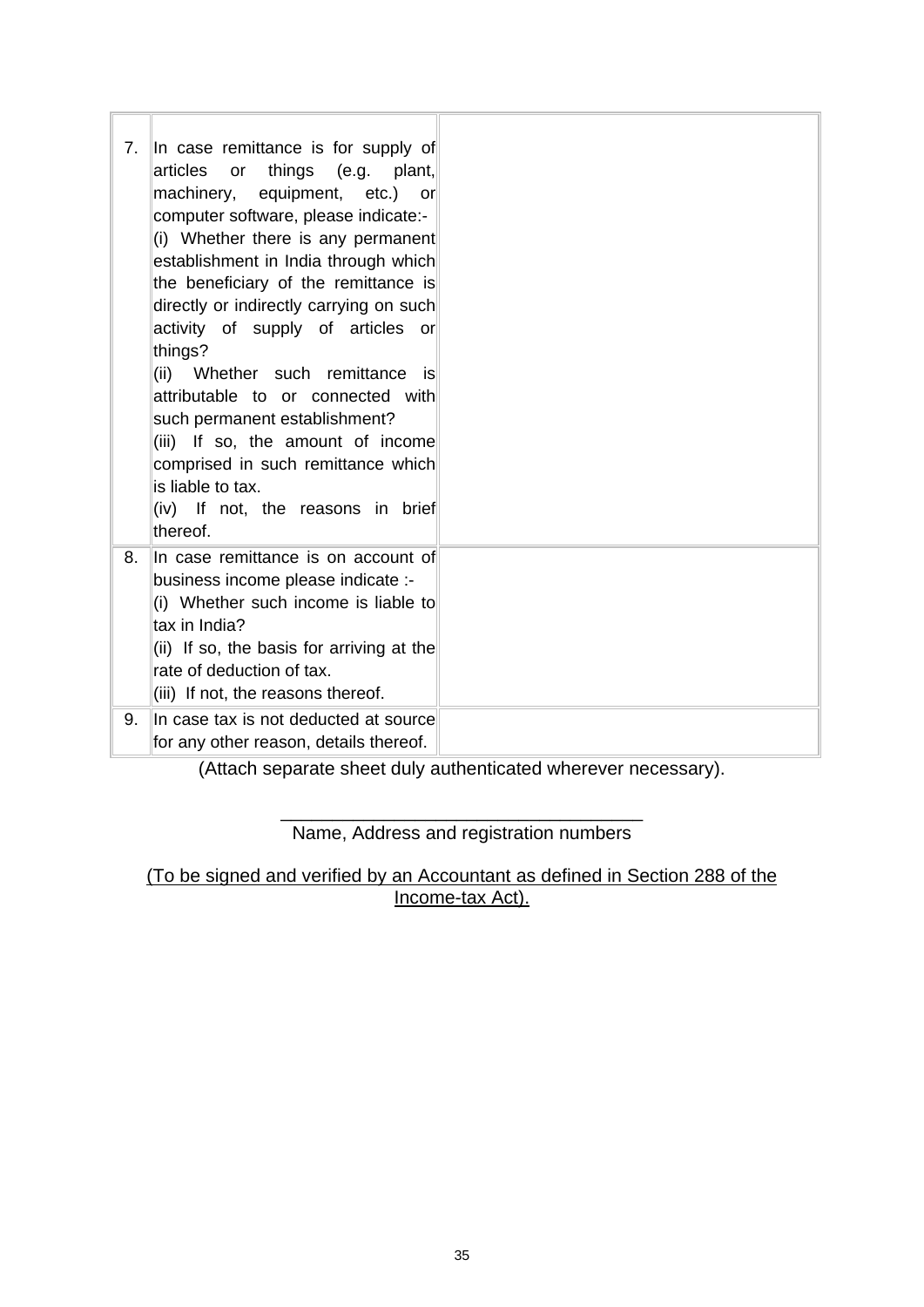| | | |
|---|---|---|
| 7. | In case remittance is for supply of articles or things (e.g. plant, machinery, equipment, etc.) or computer software, please indicate:-<br>(i) Whether there is any permanent establishment in India through which the beneficiary of the remittance is directly or indirectly carrying on such activity of supply of articles or things?<br>(ii) Whether such remittance is attributable to or connected with such permanent establishment?<br>(iii) If so, the amount of income comprised in such remittance which is liable to tax.<br>(iv) If not, the reasons in brief thereof. | |
| 8. | In case remittance is on account of business income please indicate :-<br>(i) Whether such income is liable to tax in India?<br>(ii) If so, the basis for arriving at the rate of deduction of tax.<br>(iii) If not, the reasons thereof. | |
| 9. | In case tax is not deducted at source for any other reason, details thereof. | |

(Attach separate sheet duly authenticated wherever necessary).

___________________________________
Name, Address and registration numbers

(To be signed and verified by an Accountant as defined in Section 288 of the Income-tax Act).